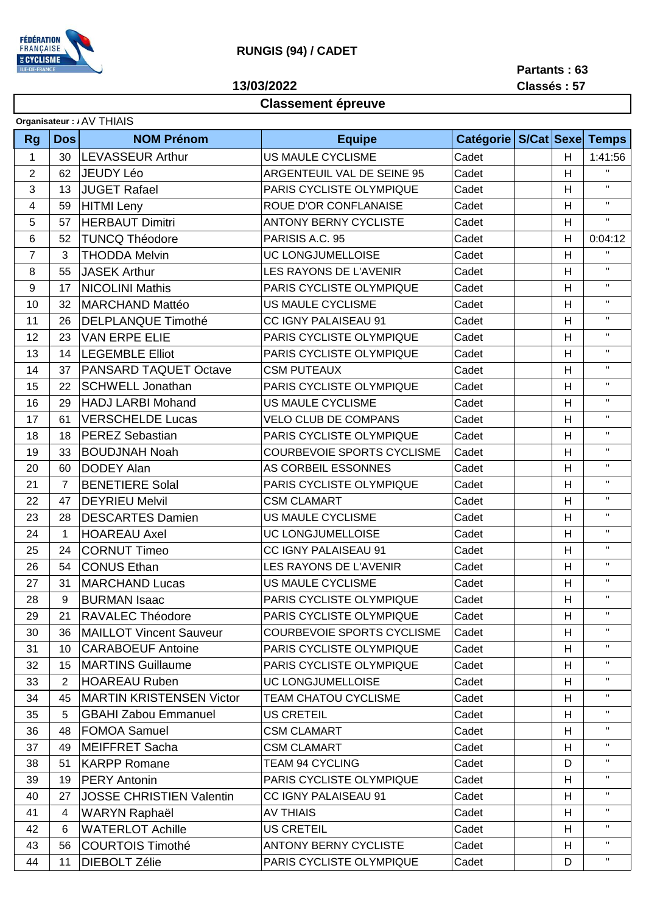FÉDÉRATION FRANÇAISE DE CYCLISME ILE-DE-FRANCE

## RUNGIS (94) / CADET

**13/03/2022**

**Partants : 63**
**Classés : 57**

## Classement épreuve

**Organisateur : /** AV THIAIS

| Rg | Dos | NOM Prénom | Equipe | Catégorie | S/Cat | Sexe | Temps |
|---|---|---|---|---|---|---|---|
| 1 | 30 | LEVASSEUR Arthur | US MAULE CYCLISME | Cadet | | H | 1:41:56 |
| 2 | 62 | JEUDY Léo | ARGENTEUIL VAL DE SEINE 95 | Cadet | | H | " |
| 3 | 13 | JUGET Rafael | PARIS CYCLISTE OLYMPIQUE | Cadet | | H | " |
| 4 | 59 | HITMI Leny | ROUE D'OR CONFLANAISE | Cadet | | H | " |
| 5 | 57 | HERBAUT Dimitri | ANTONY BERNY CYCLISTE | Cadet | | H | " |
| 6 | 52 | TUNCQ Théodore | PARISIS A.C. 95 | Cadet | | H | 0:04:12 |
| 7 | 3 | THODDA Melvin | UC LONGJUMELLOISE | Cadet | | H | " |
| 8 | 55 | JASEK Arthur | LES RAYONS DE L'AVENIR | Cadet | | H | " |
| 9 | 17 | NICOLINI Mathis | PARIS CYCLISTE OLYMPIQUE | Cadet | | H | " |
| 10 | 32 | MARCHAND Mattéo | US MAULE CYCLISME | Cadet | | H | " |
| 11 | 26 | DELPLANQUE Timothé | CC IGNY PALAISEAU 91 | Cadet | | H | " |
| 12 | 23 | VAN ERPE ELIE | PARIS CYCLISTE OLYMPIQUE | Cadet | | H | " |
| 13 | 14 | LEGEMBLE Elliot | PARIS CYCLISTE OLYMPIQUE | Cadet | | H | " |
| 14 | 37 | PANSARD TAQUET Octave | CSM PUTEAUX | Cadet | | H | " |
| 15 | 22 | SCHWELL Jonathan | PARIS CYCLISTE OLYMPIQUE | Cadet | | H | " |
| 16 | 29 | HADJ LARBI Mohand | US MAULE CYCLISME | Cadet | | H | " |
| 17 | 61 | VERSCHELDE Lucas | VELO CLUB DE COMPANS | Cadet | | H | " |
| 18 | 18 | PEREZ Sebastian | PARIS CYCLISTE OLYMPIQUE | Cadet | | H | " |
| 19 | 33 | BOUDJNAH Noah | COURBEVOIE SPORTS CYCLISME | Cadet | | H | " |
| 20 | 60 | DODEY Alan | AS CORBEIL ESSONNES | Cadet | | H | " |
| 21 | 7 | BENETIERE Solal | PARIS CYCLISTE OLYMPIQUE | Cadet | | H | " |
| 22 | 47 | DEYRIEU Melvil | CSM CLAMART | Cadet | | H | " |
| 23 | 28 | DESCARTES Damien | US MAULE CYCLISME | Cadet | | H | " |
| 24 | 1 | HOAREAU Axel | UC LONGJUMELLOISE | Cadet | | H | " |
| 25 | 24 | CORNUT Timeo | CC IGNY PALAISEAU 91 | Cadet | | H | " |
| 26 | 54 | CONUS Ethan | LES RAYONS DE L'AVENIR | Cadet | | H | " |
| 27 | 31 | MARCHAND Lucas | US MAULE CYCLISME | Cadet | | H | " |
| 28 | 9 | BURMAN Isaac | PARIS CYCLISTE OLYMPIQUE | Cadet | | H | " |
| 29 | 21 | RAVALEC Théodore | PARIS CYCLISTE OLYMPIQUE | Cadet | | H | " |
| 30 | 36 | MAILLOT Vincent Sauveur | COURBEVOIE SPORTS CYCLISME | Cadet | | H | " |
| 31 | 10 | CARABOEUF Antoine | PARIS CYCLISTE OLYMPIQUE | Cadet | | H | " |
| 32 | 15 | MARTINS Guillaume | PARIS CYCLISTE OLYMPIQUE | Cadet | | H | " |
| 33 | 2 | HOAREAU Ruben | UC LONGJUMELLOISE | Cadet | | H | " |
| 34 | 45 | MARTIN KRISTENSEN Victor | TEAM CHATOU CYCLISME | Cadet | | H | " |
| 35 | 5 | GBAHI Zabou Emmanuel | US CRETEIL | Cadet | | H | " |
| 36 | 48 | FOMOA Samuel | CSM CLAMART | Cadet | | H | " |
| 37 | 49 | MEIFFRET Sacha | CSM CLAMART | Cadet | | H | " |
| 38 | 51 | KARPP Romane | TEAM 94 CYCLING | Cadet | | D | " |
| 39 | 19 | PERY Antonin | PARIS CYCLISTE OLYMPIQUE | Cadet | | H | " |
| 40 | 27 | JOSSE CHRISTIEN Valentin | CC IGNY PALAISEAU 91 | Cadet | | H | " |
| 41 | 4 | WARYN Raphaël | AV THIAIS | Cadet | | H | " |
| 42 | 6 | WATERLOT Achille | US CRETEIL | Cadet | | H | " |
| 43 | 56 | COURTOIS Timothé | ANTONY BERNY CYCLISTE | Cadet | | H | " |
| 44 | 11 | DIEBOLT Zélie | PARIS CYCLISTE OLYMPIQUE | Cadet | | D | " |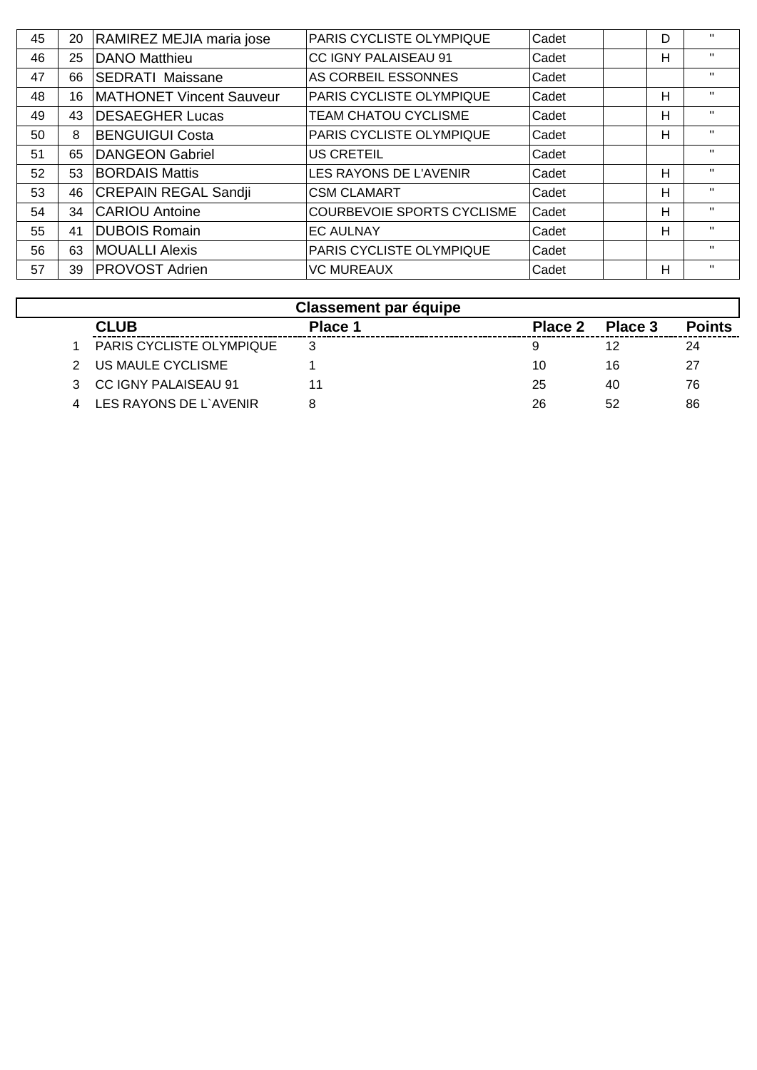| | | | | | | | |
|---|---|---|---|---|---|---|---|
| 45 | 20 | RAMIREZ MEJIA maria jose | PARIS CYCLISTE OLYMPIQUE | Cadet | | D | " |
| 46 | 25 | DANO Matthieu | CC IGNY PALAISEAU 91 | Cadet | | H | " |
| 47 | 66 | SEDRATI Maissane | AS CORBEIL ESSONNES | Cadet | | | " |
| 48 | 16 | MATHONET Vincent Sauveur | PARIS CYCLISTE OLYMPIQUE | Cadet | | H | " |
| 49 | 43 | DESAEGHER Lucas | TEAM CHATOU CYCLISME | Cadet | | H | " |
| 50 | 8 | BENGUIGUI Costa | PARIS CYCLISTE OLYMPIQUE | Cadet | | H | " |
| 51 | 65 | DANGEON Gabriel | US CRETEIL | Cadet | | | " |
| 52 | 53 | BORDAIS Mattis | LES RAYONS DE L'AVENIR | Cadet | | H | " |
| 53 | 46 | CREPAIN REGAL Sandji | CSM CLAMART | Cadet | | H | " |
| 54 | 34 | CARIOU Antoine | COURBEVOIE SPORTS CYCLISME | Cadet | | H | " |
| 55 | 41 | DUBOIS Romain | EC AULNAY | Cadet | | H | " |
| 56 | 63 | MOUALLI Alexis | PARIS CYCLISTE OLYMPIQUE | Cadet | | | " |
| 57 | 39 | PROVOST Adrien | VC MUREAUX | Cadet | | H | " |

## Classement par équipe

| | CLUB | Place 1 | Place 2 | Place 3 | Points |
|---|---|---|---|---|---|
| 1 | PARIS CYCLISTE OLYMPIQUE | 3 | 9 | 12 | 24 |
| 2 | US MAULE CYCLISME | 1 | 10 | 16 | 27 |
| 3 | CC IGNY PALAISEAU 91 | 11 | 25 | 40 | 76 |
| 4 | LES RAYONS DE L`AVENIR | 8 | 26 | 52 | 86 |